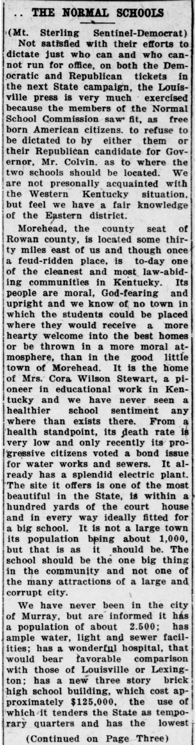## THE NORMAL SCHOOLS

(Mt. Sterling Sentinel-Democrat)

Not satisfied with their efforts to dictate just who can and who cannot run for office, on both the Democratic and Republican tickets in the next State campaign, the Louisville press is very much exercised because the members of the Normal School Commission saw fit, as free born American citizens. to refuse to be dictated to by either them or their Republican candidate for Governor, Mr. Colvin. as to where the two schools should be located. We are not presonally acquainted with the Western Kentucky situation, but feel we have a fair knowledge of the Eastern district.

Morehead, the county seat of Rowan county, is located some thirty miles east of us and though once a feud-ridden place, is to-day one of the cleanest and most law-abiding communities in Kentucky. Its people are moral, God-fearing and upright and we know of no town in which the students could be placed where they would receive a more hearty welcome into the best homes or be thrown in a more moral atmosphere, than in the good little town of Morehead. It is the home of Mrs. Cora Wilson Stewart, a pioneer in educational work in Kentucky and we have never seen a healthier school sentiment any where than exists there. From a health standpoint, its death rate is very low and only recently its progressive citizens voted a bond issue for water works and sewers. It already has a splendid electric plant. The site it offers is one of the most beautiful in the State, is within a hundred yards of the court house and in every way ideally fitted for a big school. It is not a large town its population being about 1,000, but that is as it should be. The school should be the one big thing in the community and not one of the many attractions of a large and corrupt city.

We have never been in the city of Murray, but are informed it has a population of about 2.500; has ample water, light and sewer facilities; has a wonderful hospital, that would bear favorable comparison with those of Louisville or Lexington; has a new three story brick high school building, which cost approximately $125,000, the use of which it tenders the State as temporary quarters and has the lowest

(Continued on Page Three)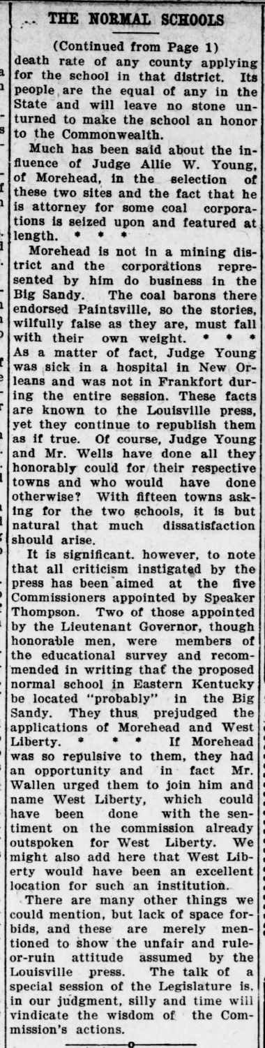## THE NORMAL SCHOOLS

(Continued from Page 1)

death rate of any county applying for the school in that district. Its people are the equal of any in the State and will leave no stone unturned to make the school an honor to the Commonwealth.

Much has been said about the influence of Judge Allie W. Young, of Morehead, in the selection of these two sites and the fact that he is attorney for some coal corporations is seized upon and featured at length. * * *

Morehead is not in a mining district and the corporations represented by him do business in the Big Sandy. The coal barons there endorsed Paintsville, so the stories, wilfully false as they are, must fall with their own weight. * * * As a matter of fact, Judge Young was sick in a hospital in New Orleans and was not in Frankfort during the entire session. These facts are known to the Louisville press, yet they continue to republish them as if true. Of course, Judge Young and Mr. Wells have done all they honorably could for their respective towns and who would have done otherwise? With fifteen towns asking for the two schools, it is but natural that much dissatisfaction should arise.

It is significant, however, to note that all criticism instigated by the press has been aimed at the five Commissioners appointed by Speaker Thompson. Two of those appointed by the Lieutenant Governor, though honorable men, were members of the educational survey and recommended in writing that the proposed normal school in Eastern Kentucky be located "probably" in the Big Sandy. They thus prejudged the applications of Morehead and West Liberty. * * * If Morehead was so repulsive to them, they had an opportunity and in fact Mr. Wallen urged them to join him and name West Liberty, which could have been done with the sentiment on the commission already outspoken for West Liberty. We might also add here that West Liberty would have been an excellent location for such an institution.

There are many other things we could mention, but lack of space forbids, and these are merely mentioned to show the unfair and rule-or-ruin attitude assumed by the Louisville press. The talk of a special session of the Legislature is, in our judgment, silly and time will vindicate the wisdom of the Commission's actions.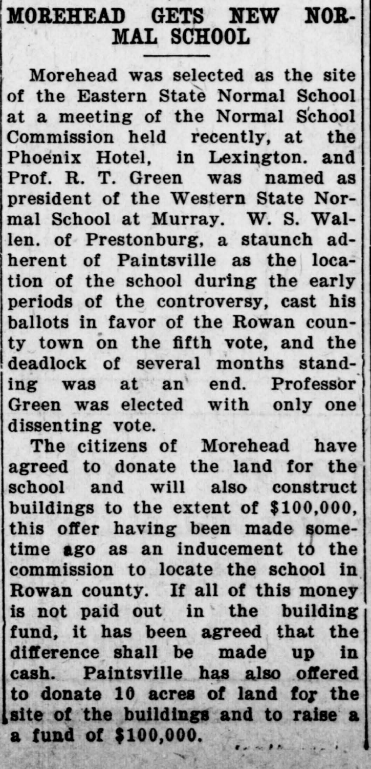# MOREHEAD GETS NEW NORMAL SCHOOL

Morehead was selected as the site of the Eastern State Normal School at a meeting of the Normal School Commission held recently, at the Phoenix Hotel, in Lexington. and Prof. R. T. Green was named as president of the Western State Normal School at Murray. W. S. Wallen. of Prestonburg, a staunch adherent of Paintsville as the location of the school during the early periods of the controversy, cast his ballots in favor of the Rowan county town on the fifth vote, and the deadlock of several months standing was at an end. Professor Green was elected with only one dissenting vote.

The citizens of Morehead have agreed to donate the land for the school and will also construct buildings to the extent of $100,000, this offer having been made sometime ago as an inducement to the commission to locate the school in Rowan county. If all of this money is not paid out in the building fund, it has been agreed that the difference shall be made up in cash. Paintsville has also offered to donate 10 acres of land for the site of the buildings and to raise a a fund of $100,000.